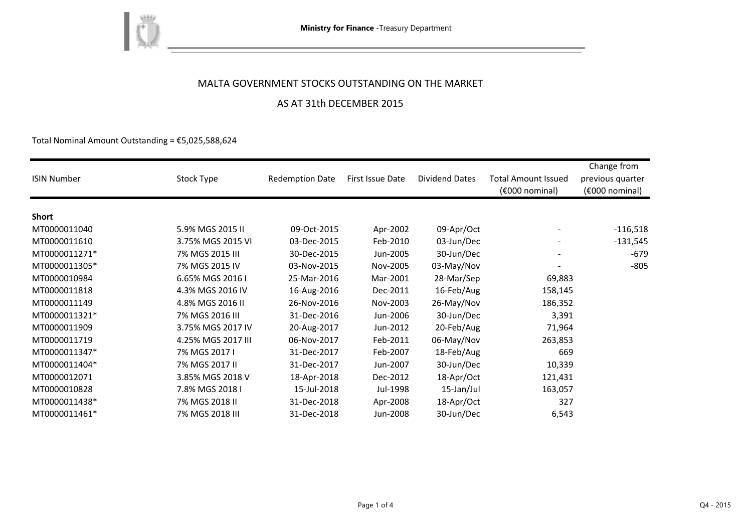Ministry for Finance -Treasury Department

# MALTA GOVERNMENT STOCKS OUTSTANDING ON THE MARKET

## AS AT 31th DECEMBER 2015

Total Nominal Amount Outstanding = €5,025,588,624

| ISIN Number | Stock Type | Redemption Date | First Issue Date | Dividend Dates | Total Amount Issued (€000 nominal) | Change from previous quarter (€000 nominal) |
|---|---|---|---|---|---|---|
| **Short** | | | | | | |
| MT0000011040 | 5.9% MGS 2015 II | 09-Oct-2015 | Apr-2002 | 09-Apr/Oct | - | -116,518 |
| MT0000011610 | 3.75% MGS 2015 VI | 03-Dec-2015 | Feb-2010 | 03-Jun/Dec | - | -131,545 |
| MT0000011271* | 7% MGS 2015 III | 30-Dec-2015 | Jun-2005 | 30-Jun/Dec | - | -679 |
| MT0000011305* | 7% MGS 2015 IV | 03-Nov-2015 | Nov-2005 | 03-May/Nov | - | -805 |
| MT0000010984 | 6.65% MGS 2016 I | 25-Mar-2016 | Mar-2001 | 28-Mar/Sep | 69,883 | |
| MT0000011818 | 4.3% MGS 2016 IV | 16-Aug-2016 | Dec-2011 | 16-Feb/Aug | 158,145 | |
| MT0000011149 | 4.8% MGS 2016 II | 26-Nov-2016 | Nov-2003 | 26-May/Nov | 186,352 | |
| MT0000011321* | 7% MGS 2016 III | 31-Dec-2016 | Jun-2006 | 30-Jun/Dec | 3,391 | |
| MT0000011909 | 3.75% MGS 2017 IV | 20-Aug-2017 | Jun-2012 | 20-Feb/Aug | 71,964 | |
| MT0000011719 | 4.25% MGS 2017 III | 06-Nov-2017 | Feb-2011 | 06-May/Nov | 263,853 | |
| MT0000011347* | 7% MGS 2017 I | 31-Dec-2017 | Feb-2007 | 18-Feb/Aug | 669 | |
| MT0000011404* | 7% MGS 2017 II | 31-Dec-2017 | Jun-2007 | 30-Jun/Dec | 10,339 | |
| MT0000012071 | 3.85% MGS 2018 V | 18-Apr-2018 | Dec-2012 | 18-Apr/Oct | 121,431 | |
| MT0000010828 | 7.8% MGS 2018 I | 15-Jul-2018 | Jul-1998 | 15-Jan/Jul | 163,057 | |
| MT0000011438* | 7% MGS 2018 II | 31-Dec-2018 | Apr-2008 | 18-Apr/Oct | 327 | |
| MT0000011461* | 7% MGS 2018 III | 31-Dec-2018 | Jun-2008 | 30-Jun/Dec | 6,543 | |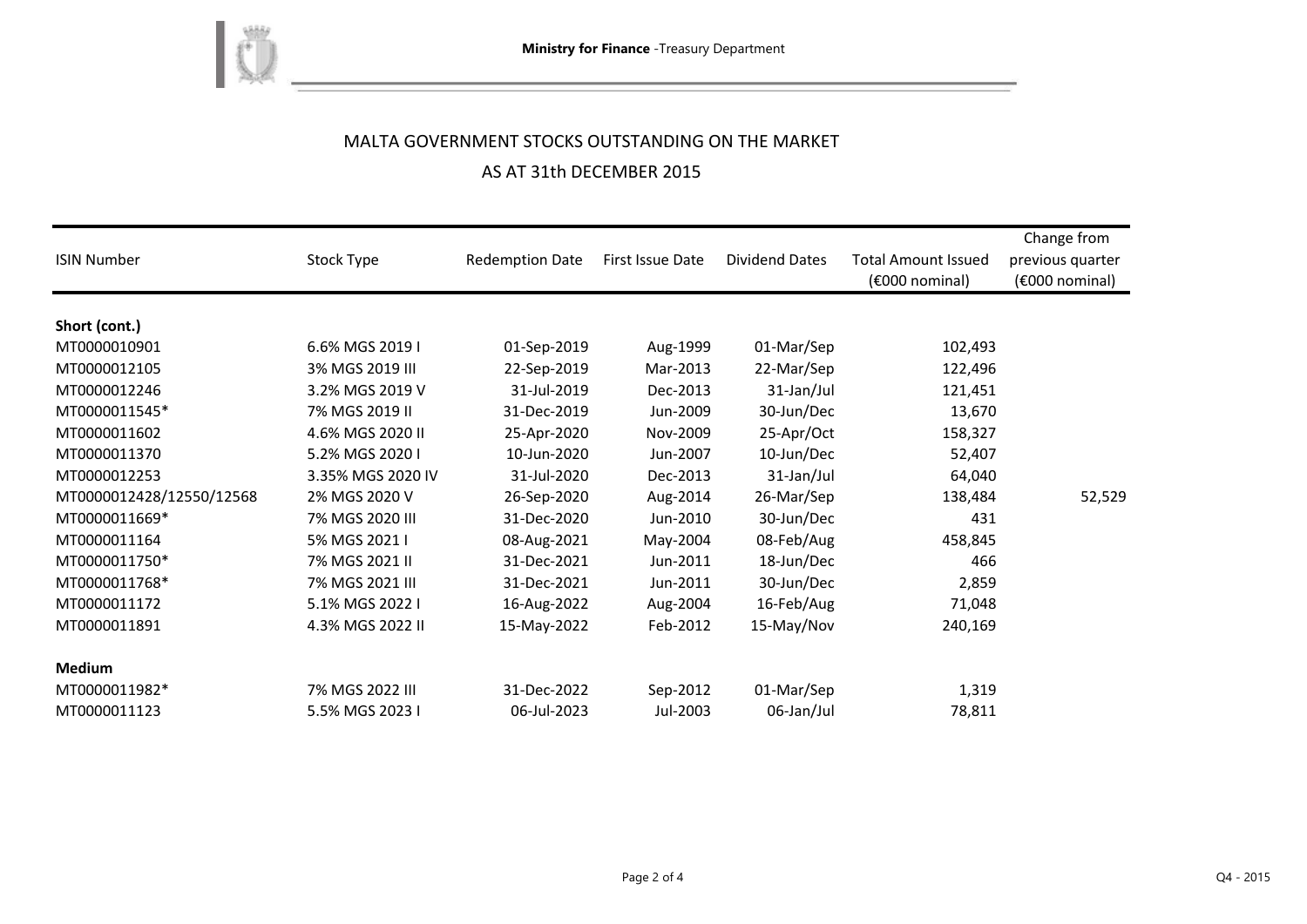MALTA GOVERNMENT STOCKS OUTSTANDING ON THE MARKET

AS AT 31th DECEMBER 2015

| ISIN Number | Stock Type | Redemption Date | First Issue Date | Dividend Dates | Total Amount Issued (€000 nominal) | Change from previous quarter (€000 nominal) |
|---|---|---|---|---|---|---|
| **Short (cont.)** | | | | | | |
| MT0000010901 | 6.6% MGS 2019 I | 01-Sep-2019 | Aug-1999 | 01-Mar/Sep | 102,493 | |
| MT0000012105 | 3% MGS 2019 III | 22-Sep-2019 | Mar-2013 | 22-Mar/Sep | 122,496 | |
| MT0000012246 | 3.2% MGS 2019 V | 31-Jul-2019 | Dec-2013 | 31-Jan/Jul | 121,451 | |
| MT0000011545* | 7% MGS 2019 II | 31-Dec-2019 | Jun-2009 | 30-Jun/Dec | 13,670 | |
| MT0000011602 | 4.6% MGS 2020 II | 25-Apr-2020 | Nov-2009 | 25-Apr/Oct | 158,327 | |
| MT0000011370 | 5.2% MGS 2020 I | 10-Jun-2020 | Jun-2007 | 10-Jun/Dec | 52,407 | |
| MT0000012253 | 3.35% MGS 2020 IV | 31-Jul-2020 | Dec-2013 | 31-Jan/Jul | 64,040 | |
| MT0000012428/12550/12568 | 2% MGS 2020 V | 26-Sep-2020 | Aug-2014 | 26-Mar/Sep | 138,484 | 52,529 |
| MT0000011669* | 7% MGS 2020 III | 31-Dec-2020 | Jun-2010 | 30-Jun/Dec | 431 | |
| MT0000011164 | 5% MGS 2021 I | 08-Aug-2021 | May-2004 | 08-Feb/Aug | 458,845 | |
| MT0000011750* | 7% MGS 2021 II | 31-Dec-2021 | Jun-2011 | 18-Jun/Dec | 466 | |
| MT0000011768* | 7% MGS 2021 III | 31-Dec-2021 | Jun-2011 | 30-Jun/Dec | 2,859 | |
| MT0000011172 | 5.1% MGS 2022 I | 16-Aug-2022 | Aug-2004 | 16-Feb/Aug | 71,048 | |
| MT0000011891 | 4.3% MGS 2022 II | 15-May-2022 | Feb-2012 | 15-May/Nov | 240,169 | |
| **Medium** | | | | | | |
| MT0000011982* | 7% MGS 2022 III | 31-Dec-2022 | Sep-2012 | 01-Mar/Sep | 1,319 | |
| MT0000011123 | 5.5% MGS 2023 I | 06-Jul-2023 | Jul-2003 | 06-Jan/Jul | 78,811 | |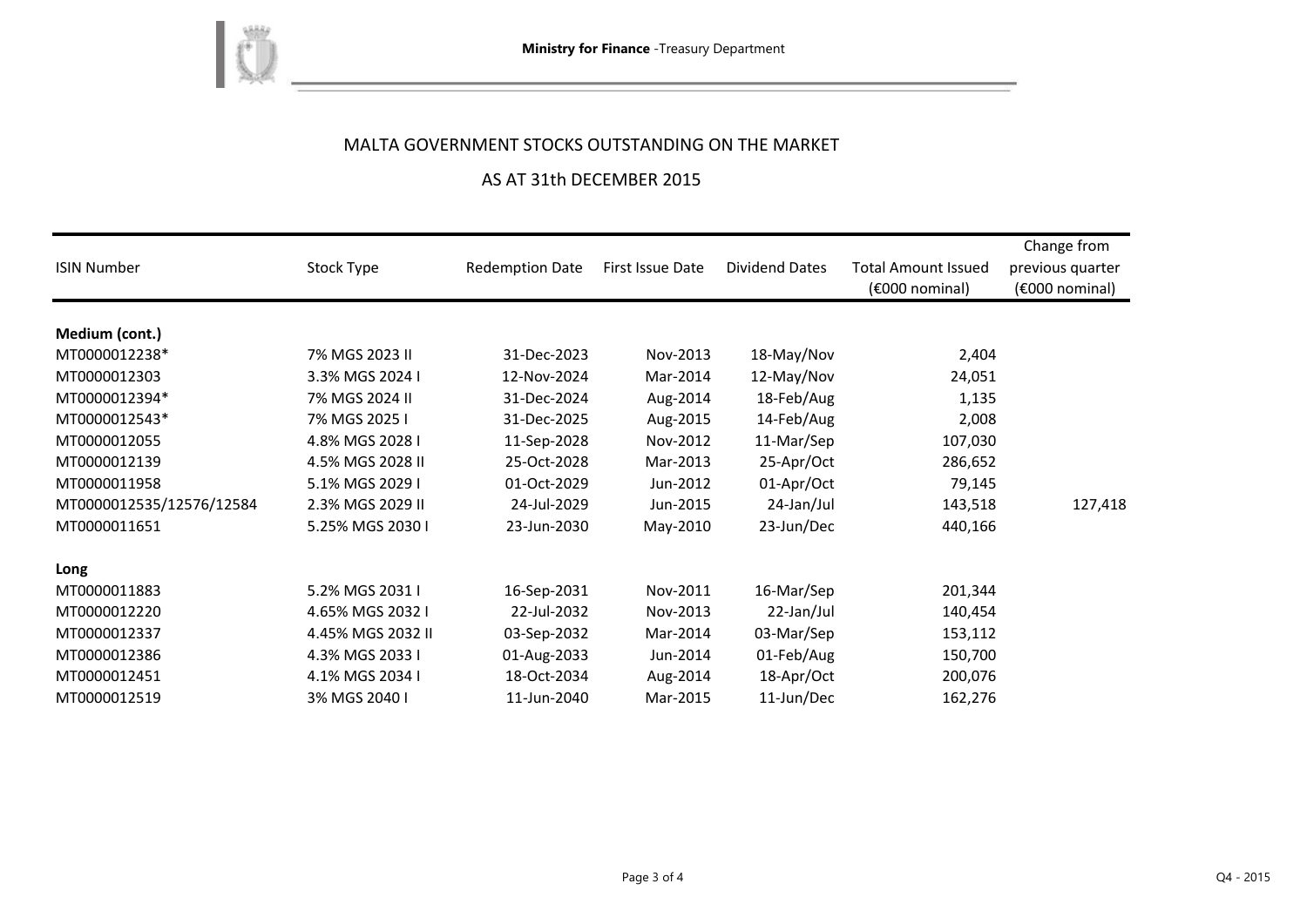## MALTA GOVERNMENT STOCKS OUTSTANDING ON THE MARKET

## AS AT 31th DECEMBER 2015

| ISIN Number | Stock Type | Redemption Date | First Issue Date | Dividend Dates | Total Amount Issued (€000 nominal) | Change from previous quarter (€000 nominal) |
|---|---|---|---|---|---|---|
| **Medium (cont.)** | | | | | | |
| MT0000012238* | 7% MGS 2023 II | 31-Dec-2023 | Nov-2013 | 18-May/Nov | 2,404 | |
| MT0000012303 | 3.3% MGS 2024 I | 12-Nov-2024 | Mar-2014 | 12-May/Nov | 24,051 | |
| MT0000012394* | 7% MGS 2024 II | 31-Dec-2024 | Aug-2014 | 18-Feb/Aug | 1,135 | |
| MT0000012543* | 7% MGS 2025 I | 31-Dec-2025 | Aug-2015 | 14-Feb/Aug | 2,008 | |
| MT0000012055 | 4.8% MGS 2028 I | 11-Sep-2028 | Nov-2012 | 11-Mar/Sep | 107,030 | |
| MT0000012139 | 4.5% MGS 2028 II | 25-Oct-2028 | Mar-2013 | 25-Apr/Oct | 286,652 | |
| MT0000011958 | 5.1% MGS 2029 I | 01-Oct-2029 | Jun-2012 | 01-Apr/Oct | 79,145 | |
| MT0000012535/12576/12584 | 2.3% MGS 2029 II | 24-Jul-2029 | Jun-2015 | 24-Jan/Jul | 143,518 | 127,418 |
| MT0000011651 | 5.25% MGS 2030 I | 23-Jun-2030 | May-2010 | 23-Jun/Dec | 440,166 | |
| **Long** | | | | | | |
| MT0000011883 | 5.2% MGS 2031 I | 16-Sep-2031 | Nov-2011 | 16-Mar/Sep | 201,344 | |
| MT0000012220 | 4.65% MGS 2032 I | 22-Jul-2032 | Nov-2013 | 22-Jan/Jul | 140,454 | |
| MT0000012337 | 4.45% MGS 2032 II | 03-Sep-2032 | Mar-2014 | 03-Mar/Sep | 153,112 | |
| MT0000012386 | 4.3% MGS 2033 I | 01-Aug-2033 | Jun-2014 | 01-Feb/Aug | 150,700 | |
| MT0000012451 | 4.1% MGS 2034 I | 18-Oct-2034 | Aug-2014 | 18-Apr/Oct | 200,076 | |
| MT0000012519 | 3% MGS 2040 I | 11-Jun-2040 | Mar-2015 | 11-Jun/Dec | 162,276 | |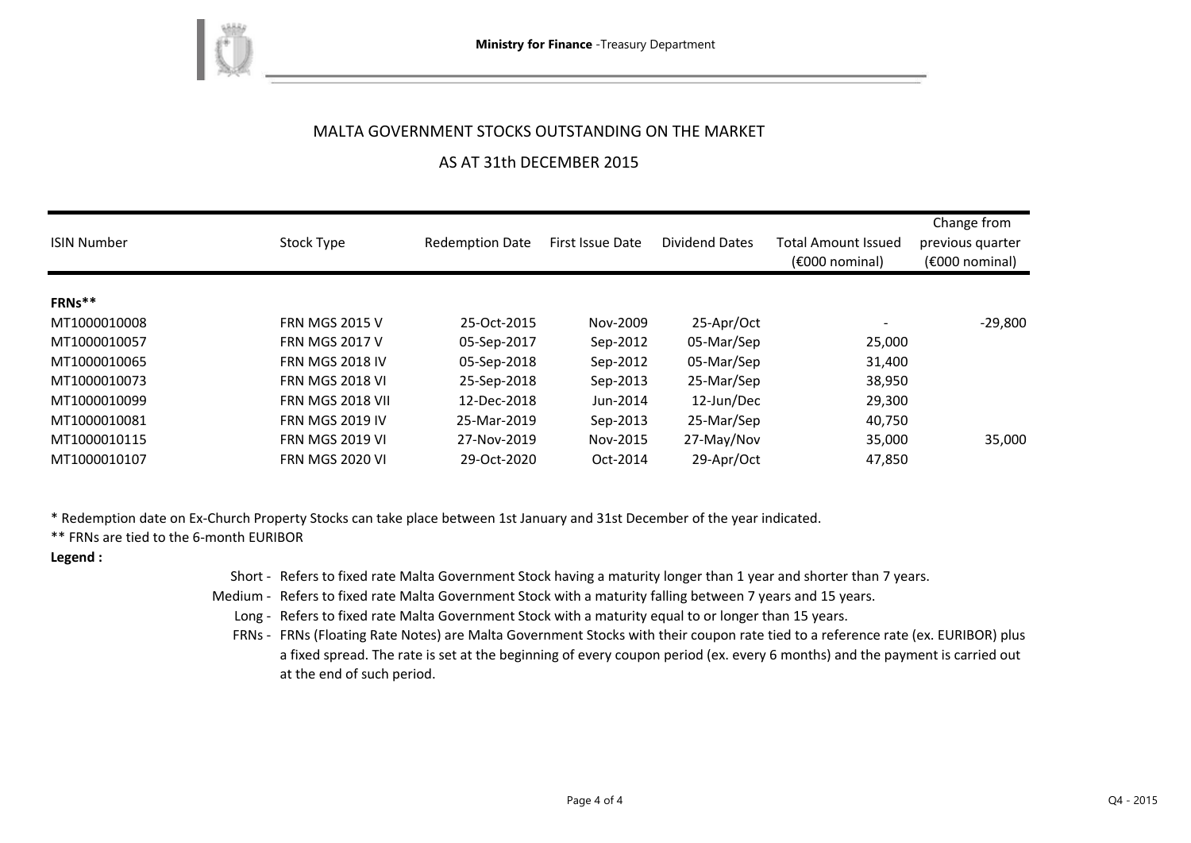# MALTA GOVERNMENT STOCKS OUTSTANDING ON THE MARKET

## AS AT 31th DECEMBER 2015

| ISIN Number | Stock Type | Redemption Date | First Issue Date | Dividend Dates | Total Amount Issued (€000 nominal) | Change from previous quarter (€000 nominal) |
|---|---|---|---|---|---|---|
| **FRNs\*\*** | | | | | | |
| MT1000010008 | FRN MGS 2015 V | 25-Oct-2015 | Nov-2009 | 25-Apr/Oct | - | -29,800 |
| MT1000010057 | FRN MGS 2017 V | 05-Sep-2017 | Sep-2012 | 05-Mar/Sep | 25,000 | |
| MT1000010065 | FRN MGS 2018 IV | 05-Sep-2018 | Sep-2012 | 05-Mar/Sep | 31,400 | |
| MT1000010073 | FRN MGS 2018 VI | 25-Sep-2018 | Sep-2013 | 25-Mar/Sep | 38,950 | |
| MT1000010099 | FRN MGS 2018 VII | 12-Dec-2018 | Jun-2014 | 12-Jun/Dec | 29,300 | |
| MT1000010081 | FRN MGS 2019 IV | 25-Mar-2019 | Sep-2013 | 25-Mar/Sep | 40,750 | |
| MT1000010115 | FRN MGS 2019 VI | 27-Nov-2019 | Nov-2015 | 27-May/Nov | 35,000 | 35,000 |
| MT1000010107 | FRN MGS 2020 VI | 29-Oct-2020 | Oct-2014 | 29-Apr/Oct | 47,850 | |

\* Redemption date on Ex-Church Property Stocks can take place between 1st January and 31st December of the year indicated.

\*\* FRNs are tied to the 6-month EURIBOR

**Legend :**

- Short - Refers to fixed rate Malta Government Stock having a maturity longer than 1 year and shorter than 7 years.
- Medium - Refers to fixed rate Malta Government Stock with a maturity falling between 7 years and 15 years.
- Long - Refers to fixed rate Malta Government Stock with a maturity equal to or longer than 15 years.
- FRNs - FRNs (Floating Rate Notes) are Malta Government Stocks with their coupon rate tied to a reference rate (ex. EURIBOR) plus a fixed spread. The rate is set at the beginning of every coupon period (ex. every 6 months) and the payment is carried out at the end of such period.